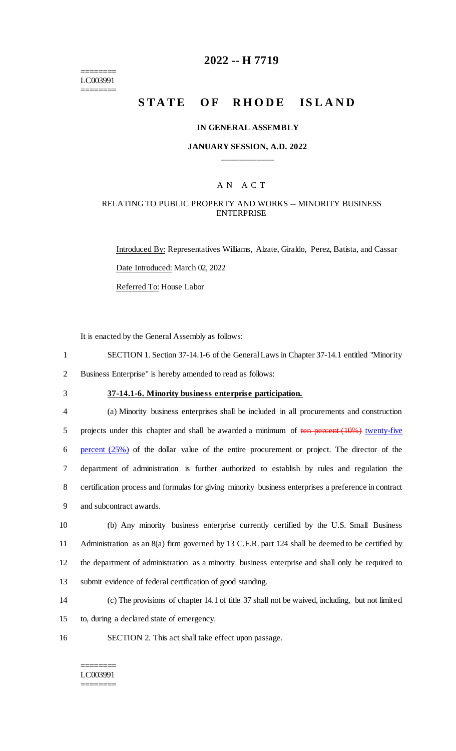========
LC003991
========

# 2022 -- H 7719

# STATE OF RHODE ISLAND

### IN GENERAL ASSEMBLY

### JANUARY SESSION, A.D. 2022

____________

A N A C T

RELATING TO PUBLIC PROPERTY AND WORKS -- MINORITY BUSINESS ENTERPRISE

Introduced By: Representatives Williams, Alzate, Giraldo, Perez, Batista, and Cassar

Date Introduced: March 02, 2022

Referred To: House Labor

It is enacted by the General Assembly as follows:

1 SECTION 1. Section 37-14.1-6 of the General Laws in Chapter 37-14.1 entitled "Minority
2 Business Enterprise" is hereby amended to read as follows:

3 **37-14.1-6. Minority business enterprise participation.**

4 (a) Minority business enterprises shall be included in all procurements and construction
5 projects under this chapter and shall be awarded a minimum of ~~ten percent (10%)~~ twenty-five
6 percent (25%) of the dollar value of the entire procurement or project. The director of the
7 department of administration is further authorized to establish by rules and regulation the
8 certification process and formulas for giving minority business enterprises a preference in contract
9 and subcontract awards.

10 (b) Any minority business enterprise currently certified by the U.S. Small Business
11 Administration as an 8(a) firm governed by 13 C.F.R. part 124 shall be deemed to be certified by
12 the department of administration as a minority business enterprise and shall only be required to
13 submit evidence of federal certification of good standing.

14 (c) The provisions of chapter 14.1 of title 37 shall not be waived, including, but not limited
15 to, during a declared state of emergency.

16 SECTION 2. This act shall take effect upon passage.

========
LC003991
========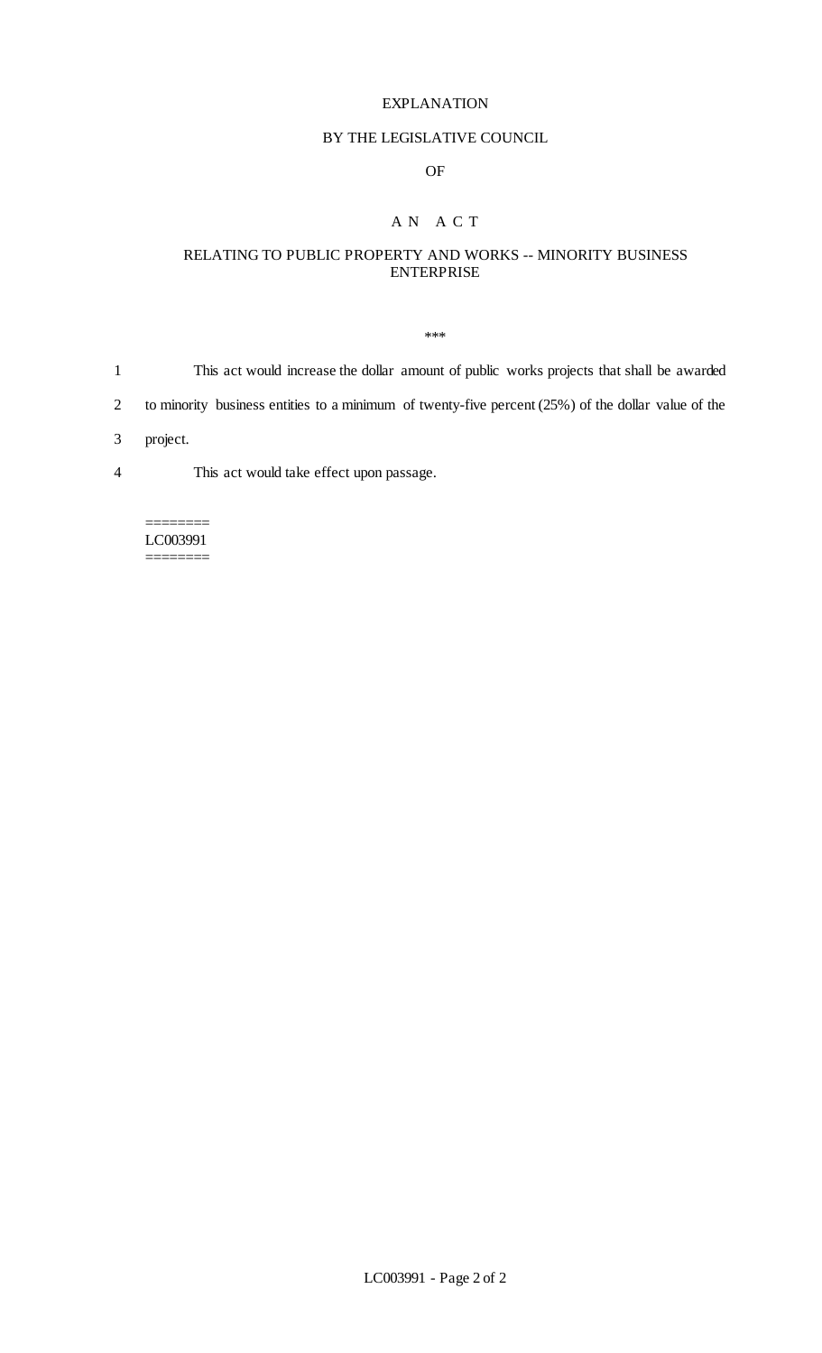EXPLANATION

BY THE LEGISLATIVE COUNCIL

OF

A N A C T

RELATING TO PUBLIC PROPERTY AND WORKS -- MINORITY BUSINESS ENTERPRISE

\*\*\*

1 This act would increase the dollar amount of public works projects that shall be awarded
2 to minority business entities to a minimum of twenty-five percent (25%) of the dollar value of the
3 project.
4 This act would take effect upon passage.

========
LC003991
========